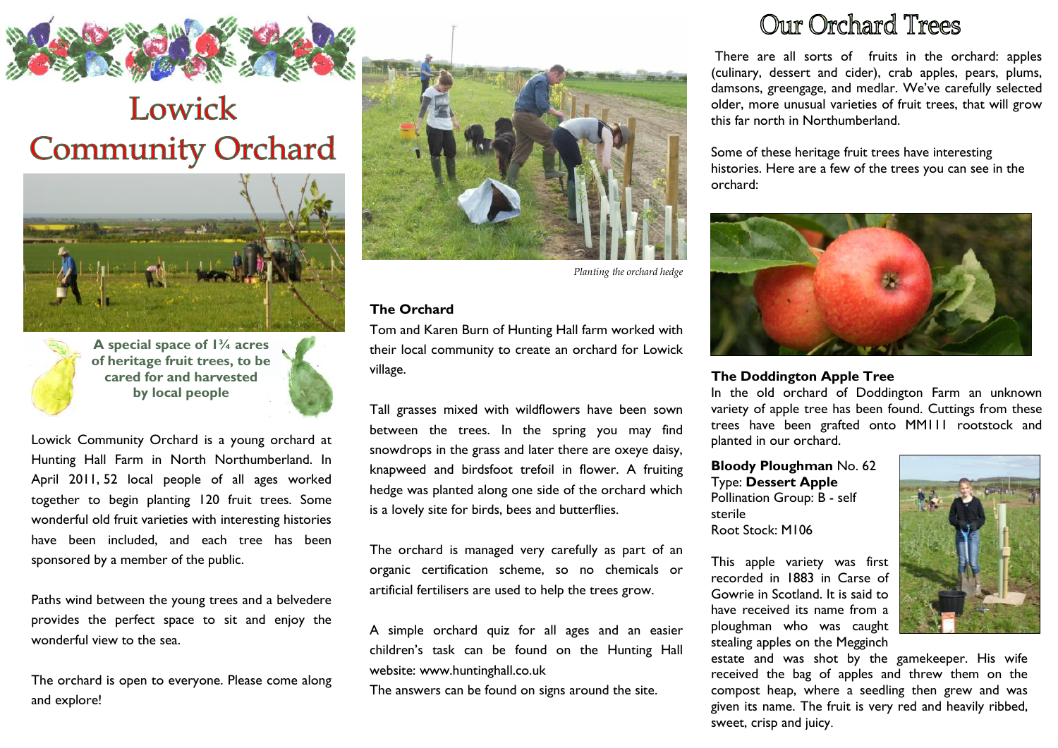# Lowick Community Orchard

**A special space of 1¾ acres of heritage fruit trees, to be cared for and harvested by local people**

Lowick Community Orchard is a young orchard at Hunting Hall Farm in North Northumberland. In April 2011, 52 local people of all ages worked together to begin planting 120 fruit trees. Some wonderful old fruit varieties with interesting histories have been included, and each tree has been sponsored by a member of the public.

Paths wind between the young trees and a belvedere provides the perfect space to sit and enjoy the wonderful view to the sea.

The orchard is open to everyone. Please come along and explore!

*Planting the orchard hedge*

### The Orchard

Tom and Karen Burn of Hunting Hall farm worked with their local community to create an orchard for Lowick village.

Tall grasses mixed with wildflowers have been sown between the trees. In the spring you may find snowdrops in the grass and later there are oxeye daisy, knapweed and birdsfoot trefoil in flower. A fruiting hedge was planted along one side of the orchard which is a lovely site for birds, bees and butterflies.

The orchard is managed very carefully as part of an organic certification scheme, so no chemicals or artificial fertilisers are used to help the trees grow.

A simple orchard quiz for all ages and an easier children's task can be found on the Hunting Hall website: www.huntinghall.co.uk

The answers can be found on signs around the site.

## Our Orchard Trees

There are all sorts of fruits in the orchard: apples (culinary, dessert and cider), crab apples, pears, plums, damsons, greengage, and medlar. We've carefully selected older, more unusual varieties of fruit trees, that will grow this far north in Northumberland.

Some of these heritage fruit trees have interesting histories. Here are a few of the trees you can see in the orchard:

### The Doddington Apple Tree

In the old orchard of Doddington Farm an unknown variety of apple tree has been found. Cuttings from these trees have been grafted onto MM111 rootstock and planted in our orchard.

**Bloody Ploughman** No. 62
Type: **Dessert Apple**
Pollination Group: B - self sterile
Root Stock: M106

This apple variety was first recorded in 1883 in Carse of Gowrie in Scotland. It is said to have received its name from a ploughman who was caught stealing apples on the Megginch estate and was shot by the gamekeeper. His wife received the bag of apples and threw them on the compost heap, where a seedling then grew and was given its name. The fruit is very red and heavily ribbed, sweet, crisp and juicy.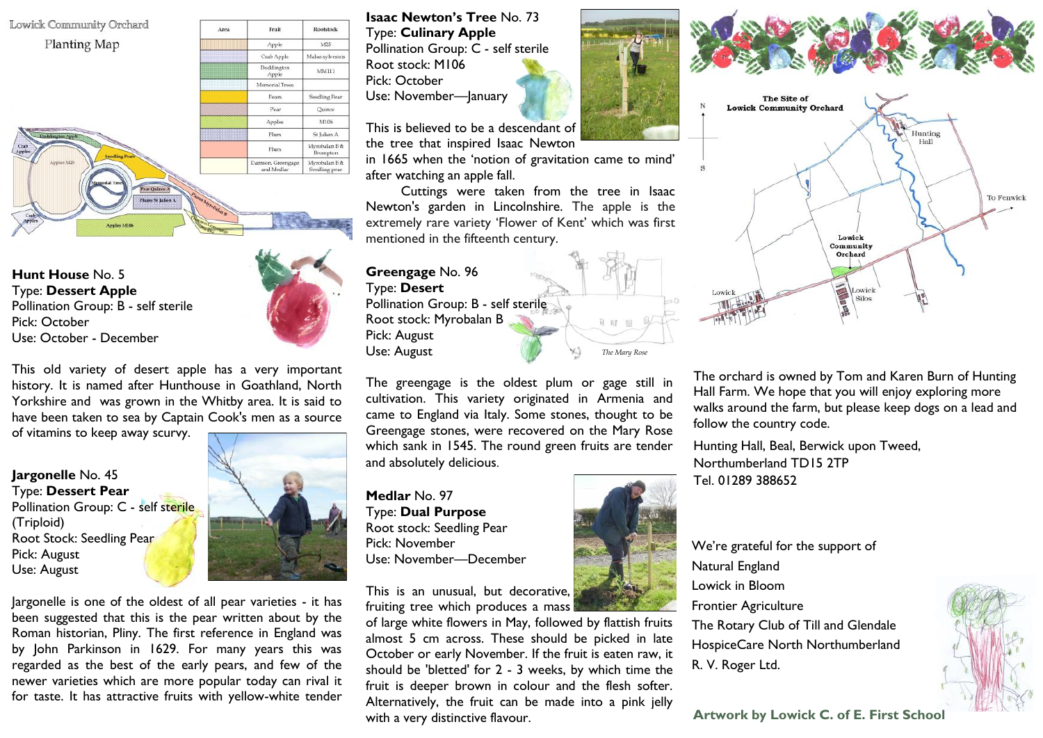Lowick Community Orchard

Planting Map

| Area | Fruit | Rootstock |
| --- | --- | --- |
| | Apple | M25 |
| | Crab Apple | Malus sylvestris |
| | Doddington Apple | MM111 |
| | Memorial Trees | |
| | Pears | Seedling Pear |
| | Pear | Quince |
| | Apples | M106 |
| | Plum | St Julien A |
| | Plum | Myrobalan B & Brompton |
| | Damson, Greengage and Medlar | Myrobalan B & Seedling pear |

Doddington Apple

Crab Apples

Apples M25

Seedling Pears

Memorial Trees

Pear Quince A

Plums St Julien A

Plums Myrobalan B

Damson, Greengage and Medlar

Crab Apples

Apples M106

**Hunt House** No. 5
Type: **Dessert Apple**
Pollination Group: B - self sterile
Pick: October
Use: October - December

This old variety of desert apple has a very important history. It is named after Hunthouse in Goathland, North Yorkshire and was grown in the Whitby area. It is said to have been taken to sea by Captain Cook's men as a source of vitamins to keep away scurvy.

**Jargonelle** No. 45
Type: **Dessert Pear**
Pollination Group: C - self sterile (Triploid)
Root Stock: Seedling Pear
Pick: August
Use: August

Jargonelle is one of the oldest of all pear varieties - it has been suggested that this is the pear written about by the Roman historian, Pliny. The first reference in England was by John Parkinson in 1629. For many years this was regarded as the best of the early pears, and few of the newer varieties which are more popular today can rival it for taste. It has attractive fruits with yellow-white tender

**Isaac Newton's Tree** No. 73
Type: **Culinary Apple**
Pollination Group: C - self sterile
Root stock: M106
Pick: October
Use: November—January

This is believed to be a descendant of the tree that inspired Isaac Newton in 1665 when the 'notion of gravitation came to mind' after watching an apple fall.

Cuttings were taken from the tree in Isaac Newton's garden in Lincolnshire. The apple is the extremely rare variety 'Flower of Kent' which was first mentioned in the fifteenth century.

**Greengage** No. 96
Type: **Desert**
Pollination Group: B - self sterile
Root stock: Myrobalan B
Pick: August
Use: August

*The Mary Rose*

The greengage is the oldest plum or gage still in cultivation. This variety originated in Armenia and came to England via Italy. Some stones, thought to be Greengage stones, were recovered on the Mary Rose which sank in 1545. The round green fruits are tender and absolutely delicious.

**Medlar** No. 97
Type: **Dual Purpose**
Root stock: Seedling Pear
Pick: November
Use: November—December

This is an unusual, but decorative, fruiting tree which produces a mass of large white flowers in May, followed by flattish fruits almost 5 cm across. These should be picked in late October or early November. If the fruit is eaten raw, it should be 'bletted' for 2 - 3 weeks, by which time the fruit is deeper brown in colour and the flesh softer. Alternatively, the fruit can be made into a pink jelly with a very distinctive flavour.

The Site of Lowick Community Orchard

N

S

Hunting Hall

To Fenwick

Lowick Community Orchard

Lowick

Lowick Silos

The orchard is owned by Tom and Karen Burn of Hunting Hall Farm. We hope that you will enjoy exploring more walks around the farm, but please keep dogs on a lead and follow the country code.

Hunting Hall, Beal, Berwick upon Tweed, Northumberland TD15 2TP
Tel. 01289 388652

We're grateful for the support of
Natural England
Lowick in Bloom
Frontier Agriculture
The Rotary Club of Till and Glendale
HospiceCare North Northumberland
R. V. Roger Ltd.

**Artwork by Lowick C. of E. First School**